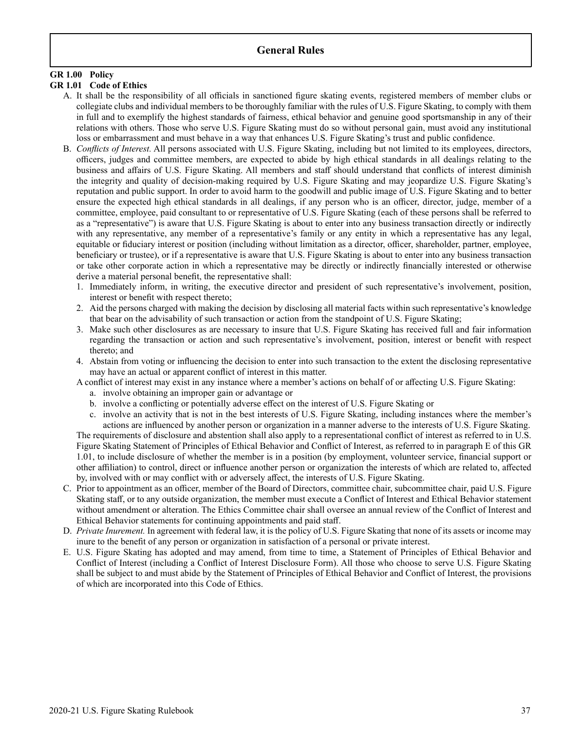# General Rules

**GR 1.00 Policy**

**GR 1.01 Code of Ethics**

A. It shall be the responsibility of all officials in sanctioned figure skating events, registered members of member clubs or collegiate clubs and individual members to be thoroughly familiar with the rules of U.S. Figure Skating, to comply with them in full and to exemplify the highest standards of fairness, ethical behavior and genuine good sportsmanship in any of their relations with others. Those who serve U.S. Figure Skating must do so without personal gain, must avoid any institutional loss or embarrassment and must behave in a way that enhances U.S. Figure Skating's trust and public confidence.

B. *Conflicts of Interest.* All persons associated with U.S. Figure Skating, including but not limited to its employees, directors, officers, judges and committee members, are expected to abide by high ethical standards in all dealings relating to the business and affairs of U.S. Figure Skating. All members and staff should understand that conflicts of interest diminish the integrity and quality of decision-making required by U.S. Figure Skating and may jeopardize U.S. Figure Skating's reputation and public support. In order to avoid harm to the goodwill and public image of U.S. Figure Skating and to better ensure the expected high ethical standards in all dealings, if any person who is an officer, director, judge, member of a committee, employee, paid consultant to or representative of U.S. Figure Skating (each of these persons shall be referred to as a "representative") is aware that U.S. Figure Skating is about to enter into any business transaction directly or indirectly with any representative, any member of a representative's family or any entity in which a representative has any legal, equitable or fiduciary interest or position (including without limitation as a director, officer, shareholder, partner, employee, beneficiary or trustee), or if a representative is aware that U.S. Figure Skating is about to enter into any business transaction or take other corporate action in which a representative may be directly or indirectly financially interested or otherwise derive a material personal benefit, the representative shall:

1. Immediately inform, in writing, the executive director and president of such representative's involvement, position, interest or benefit with respect thereto;
2. Aid the persons charged with making the decision by disclosing all material facts within such representative's knowledge that bear on the advisability of such transaction or action from the standpoint of U.S. Figure Skating;
3. Make such other disclosures as are necessary to insure that U.S. Figure Skating has received full and fair information regarding the transaction or action and such representative's involvement, position, interest or benefit with respect thereto; and
4. Abstain from voting or influencing the decision to enter into such transaction to the extent the disclosing representative may have an actual or apparent conflict of interest in this matter.

A conflict of interest may exist in any instance where a member's actions on behalf of or affecting U.S. Figure Skating:

a. involve obtaining an improper gain or advantage or
b. involve a conflicting or potentially adverse effect on the interest of U.S. Figure Skating or
c. involve an activity that is not in the best interests of U.S. Figure Skating, including instances where the member's actions are influenced by another person or organization in a manner adverse to the interests of U.S. Figure Skating.

The requirements of disclosure and abstention shall also apply to a representational conflict of interest as referred to in U.S. Figure Skating Statement of Principles of Ethical Behavior and Conflict of Interest, as referred to in paragraph E of this GR 1.01, to include disclosure of whether the member is in a position (by employment, volunteer service, financial support or other affiliation) to control, direct or influence another person or organization the interests of which are related to, affected by, involved with or may conflict with or adversely affect, the interests of U.S. Figure Skating.

C. Prior to appointment as an officer, member of the Board of Directors, committee chair, subcommittee chair, paid U.S. Figure Skating staff, or to any outside organization, the member must execute a Conflict of Interest and Ethical Behavior statement without amendment or alteration. The Ethics Committee chair shall oversee an annual review of the Conflict of Interest and Ethical Behavior statements for continuing appointments and paid staff.

D. *Private Inurement.* In agreement with federal law, it is the policy of U.S. Figure Skating that none of its assets or income may inure to the benefit of any person or organization in satisfaction of a personal or private interest.

E. U.S. Figure Skating has adopted and may amend, from time to time, a Statement of Principles of Ethical Behavior and Conflict of Interest (including a Conflict of Interest Disclosure Form). All those who choose to serve U.S. Figure Skating shall be subject to and must abide by the Statement of Principles of Ethical Behavior and Conflict of Interest, the provisions of which are incorporated into this Code of Ethics.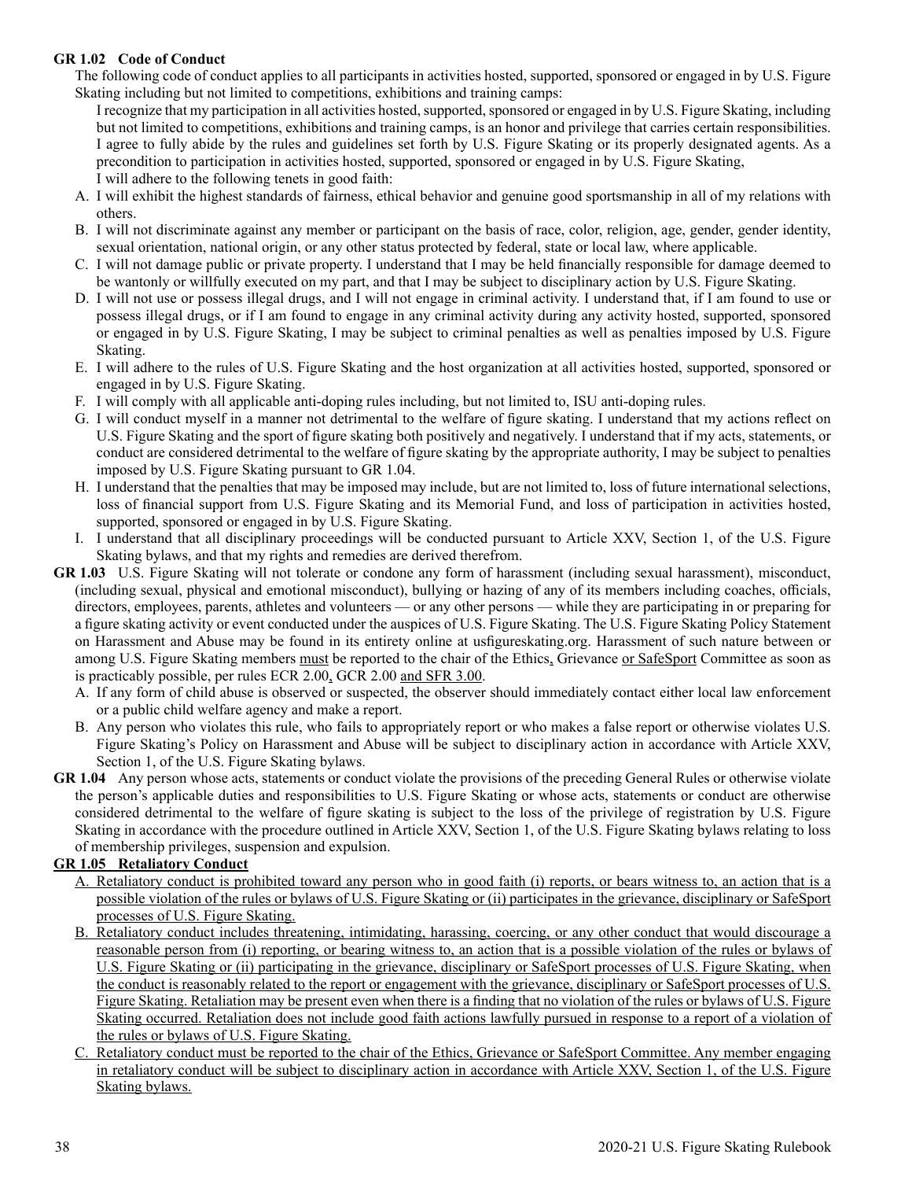**GR 1.02 Code of Conduct**

The following code of conduct applies to all participants in activities hosted, supported, sponsored or engaged in by U.S. Figure Skating including but not limited to competitions, exhibitions and training camps:

I recognize that my participation in all activities hosted, supported, sponsored or engaged in by U.S. Figure Skating, including but not limited to competitions, exhibitions and training camps, is an honor and privilege that carries certain responsibilities. I agree to fully abide by the rules and guidelines set forth by U.S. Figure Skating or its properly designated agents. As a precondition to participation in activities hosted, supported, sponsored or engaged in by U.S. Figure Skating, I will adhere to the following tenets in good faith:

A. I will exhibit the highest standards of fairness, ethical behavior and genuine good sportsmanship in all of my relations with others.

B. I will not discriminate against any member or participant on the basis of race, color, religion, age, gender, gender identity, sexual orientation, national origin, or any other status protected by federal, state or local law, where applicable.

C. I will not damage public or private property. I understand that I may be held financially responsible for damage deemed to be wantonly or willfully executed on my part, and that I may be subject to disciplinary action by U.S. Figure Skating.

D. I will not use or possess illegal drugs, and I will not engage in criminal activity. I understand that, if I am found to use or possess illegal drugs, or if I am found to engage in any criminal activity during any activity hosted, supported, sponsored or engaged in by U.S. Figure Skating, I may be subject to criminal penalties as well as penalties imposed by U.S. Figure Skating.

E. I will adhere to the rules of U.S. Figure Skating and the host organization at all activities hosted, supported, sponsored or engaged in by U.S. Figure Skating.

F. I will comply with all applicable anti-doping rules including, but not limited to, ISU anti-doping rules.

G. I will conduct myself in a manner not detrimental to the welfare of figure skating. I understand that my actions reflect on U.S. Figure Skating and the sport of figure skating both positively and negatively. I understand that if my acts, statements, or conduct are considered detrimental to the welfare of figure skating by the appropriate authority, I may be subject to penalties imposed by U.S. Figure Skating pursuant to GR 1.04.

H. I understand that the penalties that may be imposed may include, but are not limited to, loss of future international selections, loss of financial support from U.S. Figure Skating and its Memorial Fund, and loss of participation in activities hosted, supported, sponsored or engaged in by U.S. Figure Skating.

I. I understand that all disciplinary proceedings will be conducted pursuant to Article XXV, Section 1, of the U.S. Figure Skating bylaws, and that my rights and remedies are derived therefrom.

**GR 1.03** U.S. Figure Skating will not tolerate or condone any form of harassment (including sexual harassment), misconduct, (including sexual, physical and emotional misconduct), bullying or hazing of any of its members including coaches, officials, directors, employees, parents, athletes and volunteers — or any other persons — while they are participating in or preparing for a figure skating activity or event conducted under the auspices of U.S. Figure Skating. The U.S. Figure Skating Policy Statement on Harassment and Abuse may be found in its entirety online at usfigureskating.org. Harassment of such nature between or among U.S. Figure Skating members must be reported to the chair of the Ethics, Grievance or SafeSport Committee as soon as is practicably possible, per rules ECR 2.00, GCR 2.00 and SFR 3.00.

A. If any form of child abuse is observed or suspected, the observer should immediately contact either local law enforcement or a public child welfare agency and make a report.

B. Any person who violates this rule, who fails to appropriately report or who makes a false report or otherwise violates U.S. Figure Skating's Policy on Harassment and Abuse will be subject to disciplinary action in accordance with Article XXV, Section 1, of the U.S. Figure Skating bylaws.

**GR 1.04** Any person whose acts, statements or conduct violate the provisions of the preceding General Rules or otherwise violate the person's applicable duties and responsibilities to U.S. Figure Skating or whose acts, statements or conduct are otherwise considered detrimental to the welfare of figure skating is subject to the loss of the privilege of registration by U.S. Figure Skating in accordance with the procedure outlined in Article XXV, Section 1, of the U.S. Figure Skating bylaws relating to loss of membership privileges, suspension and expulsion.

**GR 1.05 Retaliatory Conduct**

A. Retaliatory conduct is prohibited toward any person who in good faith (i) reports, or bears witness to, an action that is a possible violation of the rules or bylaws of U.S. Figure Skating or (ii) participates in the grievance, disciplinary or SafeSport processes of U.S. Figure Skating.

B. Retaliatory conduct includes threatening, intimidating, harassing, coercing, or any other conduct that would discourage a reasonable person from (i) reporting, or bearing witness to, an action that is a possible violation of the rules or bylaws of U.S. Figure Skating or (ii) participating in the grievance, disciplinary or SafeSport processes of U.S. Figure Skating, when the conduct is reasonably related to the report or engagement with the grievance, disciplinary or SafeSport processes of U.S. Figure Skating. Retaliation may be present even when there is a finding that no violation of the rules or bylaws of U.S. Figure Skating occurred. Retaliation does not include good faith actions lawfully pursued in response to a report of a violation of the rules or bylaws of U.S. Figure Skating.

C. Retaliatory conduct must be reported to the chair of the Ethics, Grievance or SafeSport Committee. Any member engaging in retaliatory conduct will be subject to disciplinary action in accordance with Article XXV, Section 1, of the U.S. Figure Skating bylaws.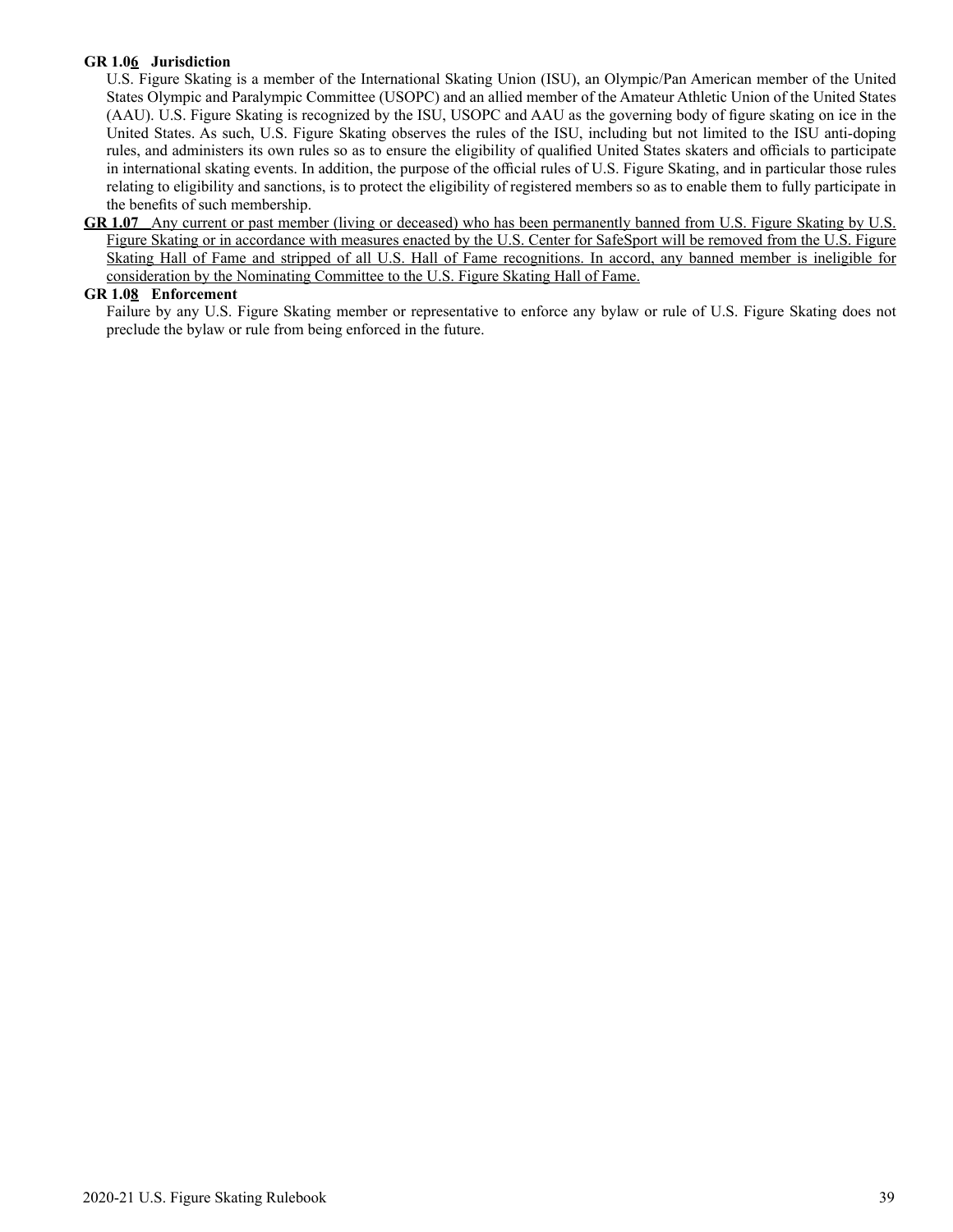**GR 1.06 Jurisdiction**

U.S. Figure Skating is a member of the International Skating Union (ISU), an Olympic/Pan American member of the United States Olympic and Paralympic Committee (USOPC) and an allied member of the Amateur Athletic Union of the United States (AAU). U.S. Figure Skating is recognized by the ISU, USOPC and AAU as the governing body of figure skating on ice in the United States. As such, U.S. Figure Skating observes the rules of the ISU, including but not limited to the ISU anti-doping rules, and administers its own rules so as to ensure the eligibility of qualified United States skaters and officials to participate in international skating events. In addition, the purpose of the official rules of U.S. Figure Skating, and in particular those rules relating to eligibility and sanctions, is to protect the eligibility of registered members so as to enable them to fully participate in the benefits of such membership.

**GR 1.07** Any current or past member (living or deceased) who has been permanently banned from U.S. Figure Skating by U.S. Figure Skating or in accordance with measures enacted by the U.S. Center for SafeSport will be removed from the U.S. Figure Skating Hall of Fame and stripped of all U.S. Hall of Fame recognitions. In accord, any banned member is ineligible for consideration by the Nominating Committee to the U.S. Figure Skating Hall of Fame.

**GR 1.08 Enforcement**

Failure by any U.S. Figure Skating member or representative to enforce any bylaw or rule of U.S. Figure Skating does not preclude the bylaw or rule from being enforced in the future.